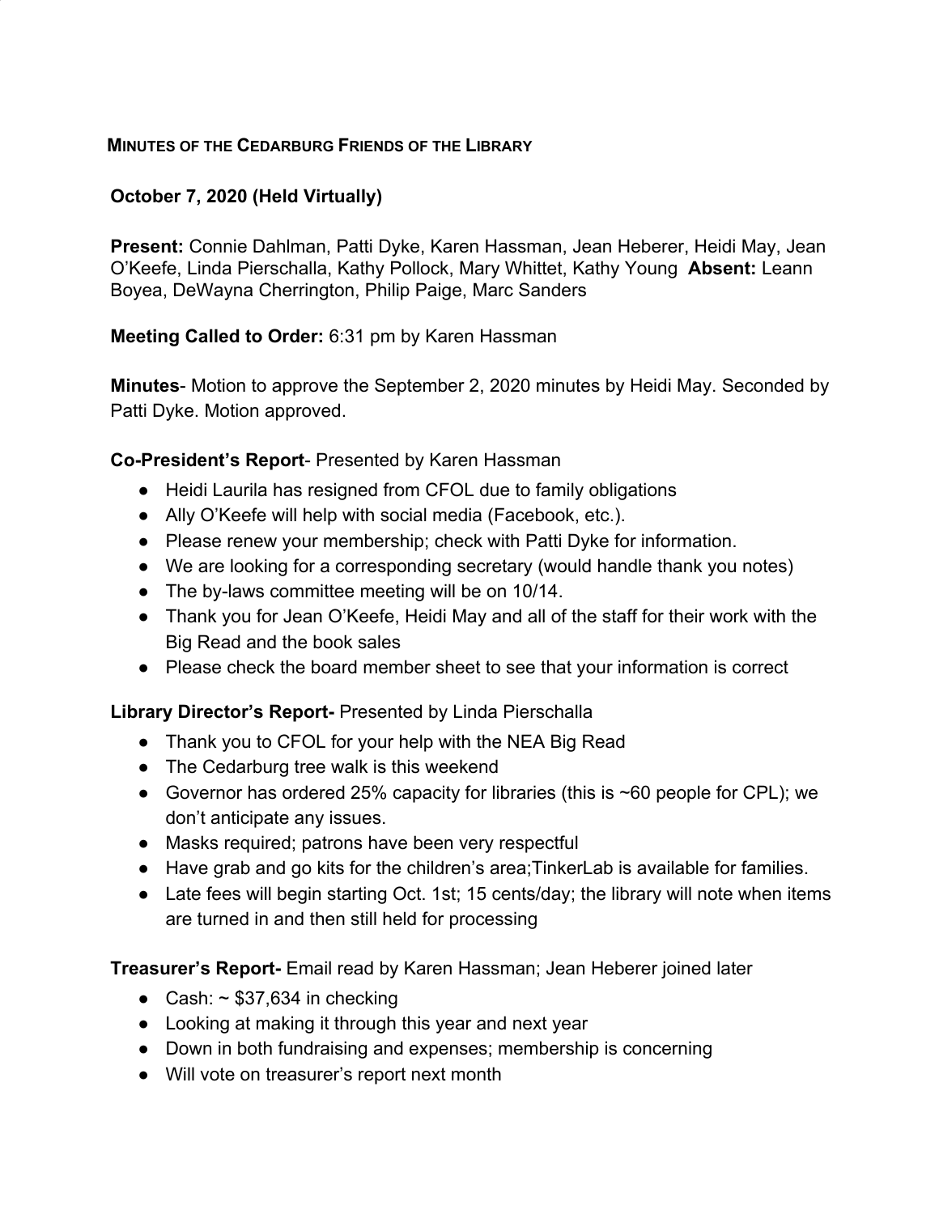**Minutes of the Cedarburg Friends of the Library**

**October 7, 2020 (Held Virtually)**

**Present:** Connie Dahlman, Patti Dyke, Karen Hassman, Jean Heberer, Heidi May, Jean O'Keefe, Linda Pierschalla, Kathy Pollock, Mary Whittet, Kathy Young **Absent:** Leann Boyea, DeWayna Cherrington, Philip Paige, Marc Sanders

**Meeting Called to Order:** 6:31 pm by Karen Hassman

**Minutes**- Motion to approve the September 2, 2020 minutes by Heidi May. Seconded by Patti Dyke. Motion approved.

**Co-President's Report**- Presented by Karen Hassman

- Heidi Laurila has resigned from CFOL due to family obligations
- Ally O'Keefe will help with social media (Facebook, etc.).
- Please renew your membership; check with Patti Dyke for information.
- We are looking for a corresponding secretary (would handle thank you notes)
- The by-laws committee meeting will be on 10/14.
- Thank you for Jean O'Keefe, Heidi May and all of the staff for their work with the Big Read and the book sales
- Please check the board member sheet to see that your information is correct

**Library Director's Report-** Presented by Linda Pierschalla

- Thank you to CFOL for your help with the NEA Big Read
- The Cedarburg tree walk is this weekend
- Governor has ordered 25% capacity for libraries (this is ~60 people for CPL); we don't anticipate any issues.
- Masks required; patrons have been very respectful
- Have grab and go kits for the children's area;TinkerLab is available for families.
- Late fees will begin starting Oct. 1st; 15 cents/day; the library will note when items are turned in and then still held for processing

**Treasurer's Report-** Email read by Karen Hassman; Jean Heberer joined later

- Cash: ~ $37,634 in checking
- Looking at making it through this year and next year
- Down in both fundraising and expenses; membership is concerning
- Will vote on treasurer's report next month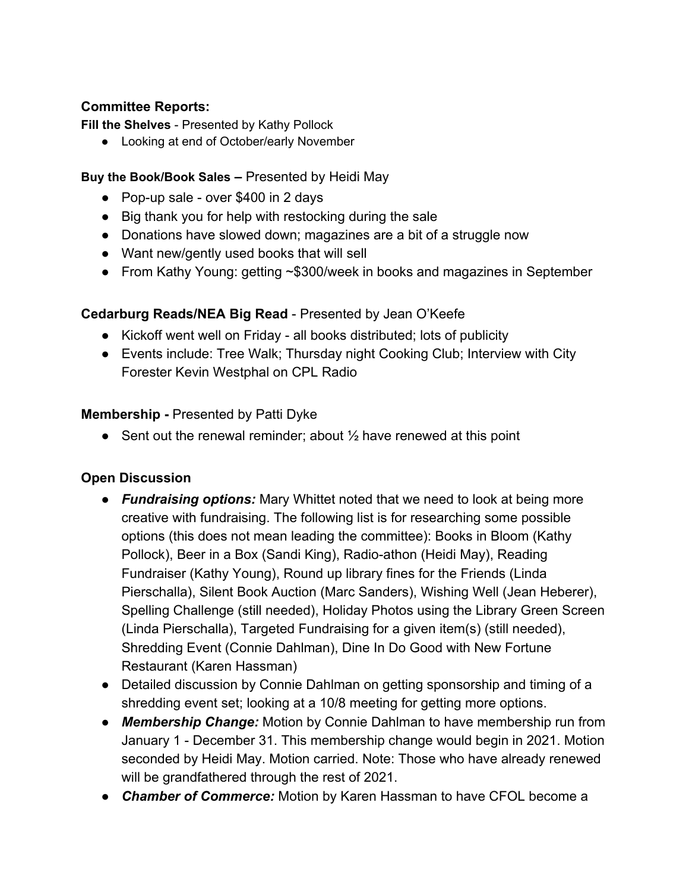**Committee Reports:**

**Fill the Shelves** - Presented by Kathy Pollock

- Looking at end of October/early November

**Buy the Book/Book Sales –** Presented by Heidi May

- Pop-up sale - over $400 in 2 days
- Big thank you for help with restocking during the sale
- Donations have slowed down; magazines are a bit of a struggle now
- Want new/gently used books that will sell
- From Kathy Young: getting ~$300/week in books and magazines in September

**Cedarburg Reads/NEA Big Read** - Presented by Jean O'Keefe

- Kickoff went well on Friday - all books distributed; lots of publicity
- Events include: Tree Walk; Thursday night Cooking Club; Interview with City Forester Kevin Westphal on CPL Radio

**Membership -** Presented by Patti Dyke

- Sent out the renewal reminder; about ½ have renewed at this point

**Open Discussion**

- ***Fundraising options:*** Mary Whittet noted that we need to look at being more creative with fundraising. The following list is for researching some possible options (this does not mean leading the committee): Books in Bloom (Kathy Pollock), Beer in a Box (Sandi King), Radio-athon (Heidi May), Reading Fundraiser (Kathy Young), Round up library fines for the Friends (Linda Pierschalla), Silent Book Auction (Marc Sanders), Wishing Well (Jean Heberer), Spelling Challenge (still needed), Holiday Photos using the Library Green Screen (Linda Pierschalla), Targeted Fundraising for a given item(s) (still needed), Shredding Event (Connie Dahlman), Dine In Do Good with New Fortune Restaurant (Karen Hassman)
- Detailed discussion by Connie Dahlman on getting sponsorship and timing of a shredding event set; looking at a 10/8 meeting for getting more options.
- ***Membership Change:*** Motion by Connie Dahlman to have membership run from January 1 - December 31. This membership change would begin in 2021. Motion seconded by Heidi May. Motion carried. Note: Those who have already renewed will be grandfathered through the rest of 2021.
- ***Chamber of Commerce:*** Motion by Karen Hassman to have CFOL become a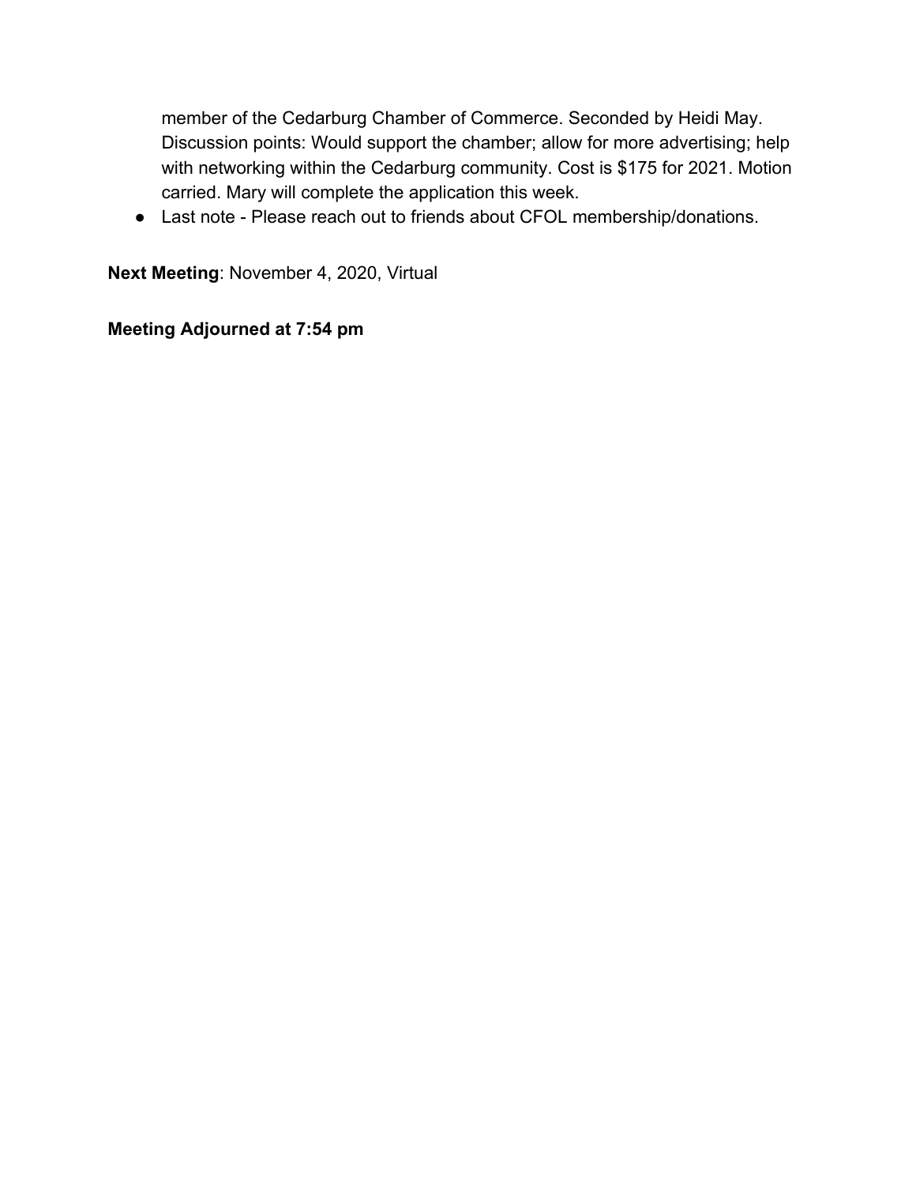member of the Cedarburg Chamber of Commerce. Seconded by Heidi May. Discussion points: Would support the chamber; allow for more advertising; help with networking within the Cedarburg community. Cost is $175 for 2021. Motion carried. Mary will complete the application this week.

- Last note - Please reach out to friends about CFOL membership/donations.

**Next Meeting**: November 4, 2020, Virtual

**Meeting Adjourned at 7:54 pm**